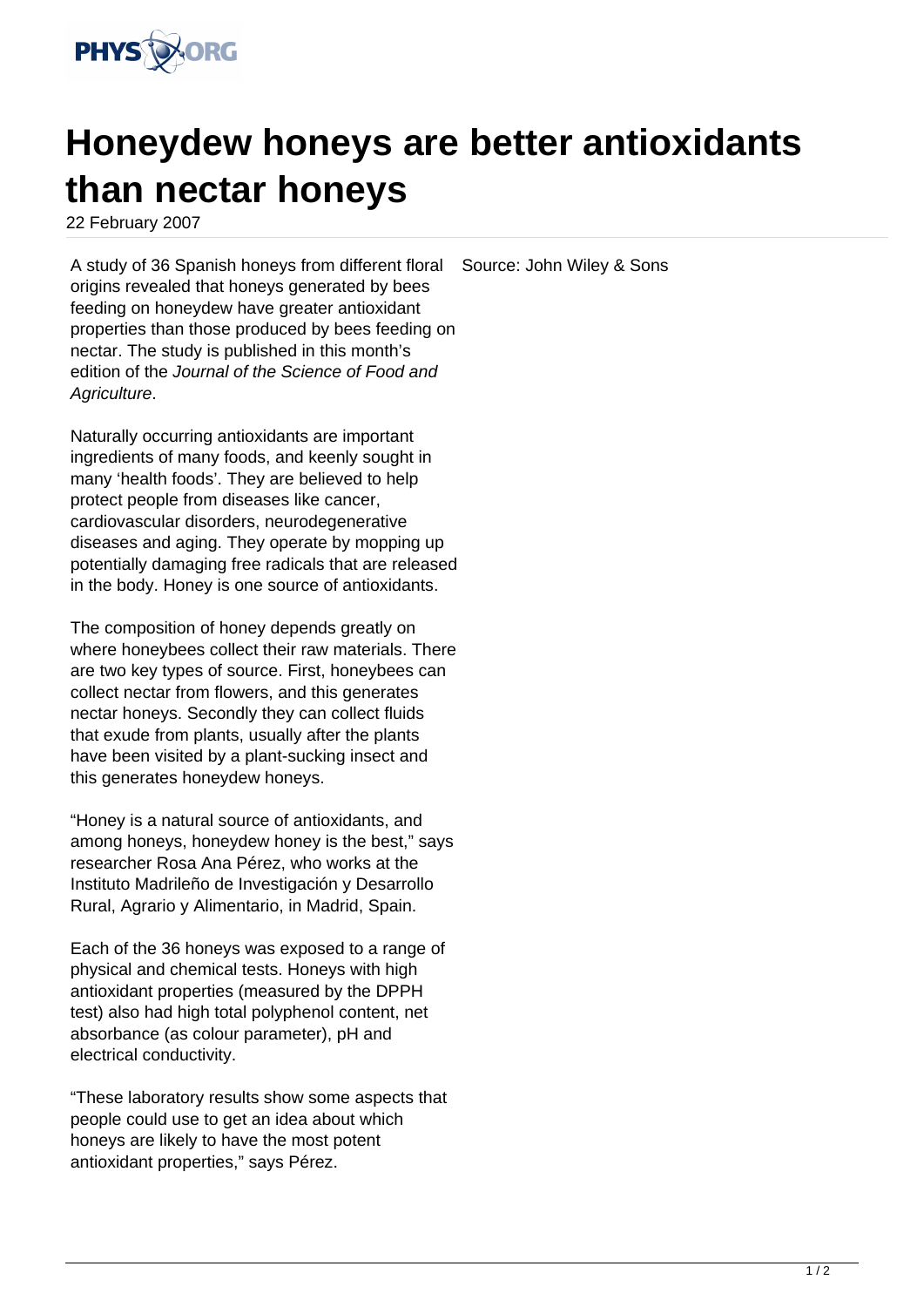# Honeydew honeys are better antioxidants than nectar honeys

22 February 2007

A study of 36 Spanish honeys from different floral origins revealed that honeys generated by bees feeding on honeydew have greater antioxidant properties than those produced by bees feeding on nectar. The study is published in this month's edition of the *Journal of the Science of Food and Agriculture*.

Naturally occurring antioxidants are important ingredients of many foods, and keenly sought in many 'health foods'. They are believed to help protect people from diseases like cancer, cardiovascular disorders, neurodegenerative diseases and aging. They operate by mopping up potentially damaging free radicals that are released in the body. Honey is one source of antioxidants.

The composition of honey depends greatly on where honeybees collect their raw materials. There are two key types of source. First, honeybees can collect nectar from flowers, and this generates nectar honeys. Secondly they can collect fluids that exude from plants, usually after the plants have been visited by a plant-sucking insect and this generates honeydew honeys.

"Honey is a natural source of antioxidants, and among honeys, honeydew honey is the best," says researcher Rosa Ana Pérez, who works at the Instituto Madrileño de Investigación y Desarrollo Rural, Agrario y Alimentario, in Madrid, Spain.

Each of the 36 honeys was exposed to a range of physical and chemical tests. Honeys with high antioxidant properties (measured by the DPPH test) also had high total polyphenol content, net absorbance (as colour parameter), pH and electrical conductivity.

"These laboratory results show some aspects that people could use to get an idea about which honeys are likely to have the most potent antioxidant properties," says Pérez.

Source: John Wiley & Sons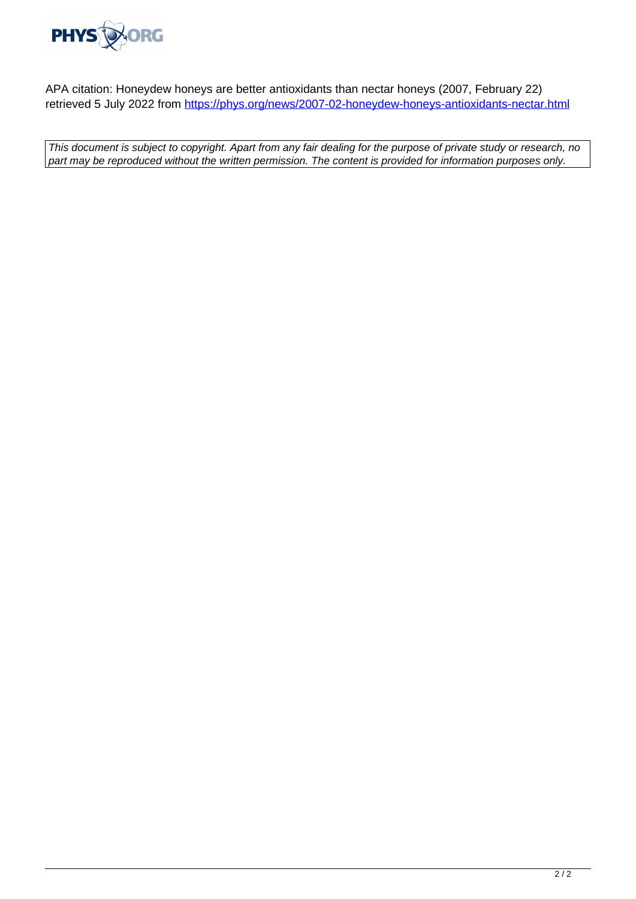APA citation: Honeydew honeys are better antioxidants than nectar honeys (2007, February 22) retrieved 5 July 2022 from https://phys.org/news/2007-02-honeydew-honeys-antioxidants-nectar.html

*This document is subject to copyright. Apart from any fair dealing for the purpose of private study or research, no part may be reproduced without the written permission. The content is provided for information purposes only.*